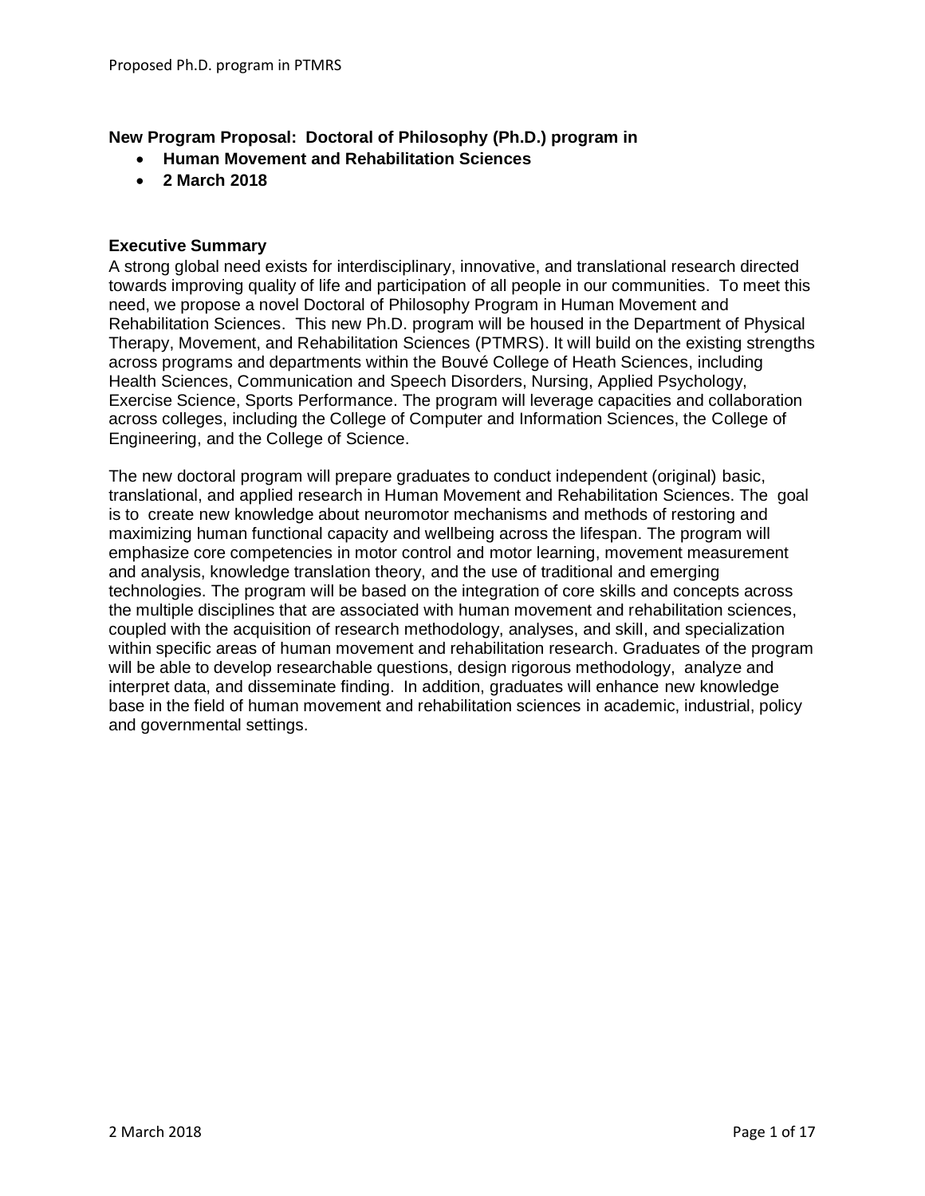**New Program Proposal: Doctoral of Philosophy (Ph.D.) program in**

- **Human Movement and Rehabilitation Sciences**
- **2 March 2018**

**Executive Summary**

A strong global need exists for interdisciplinary, innovative, and translational research directed towards improving quality of life and participation of all people in our communities. To meet this need, we propose a novel Doctoral of Philosophy Program in Human Movement and Rehabilitation Sciences. This new Ph.D. program will be housed in the Department of Physical Therapy, Movement, and Rehabilitation Sciences (PTMRS). It will build on the existing strengths across programs and departments within the Bouvé College of Heath Sciences, including Health Sciences, Communication and Speech Disorders, Nursing, Applied Psychology, Exercise Science, Sports Performance. The program will leverage capacities and collaboration across colleges, including the College of Computer and Information Sciences, the College of Engineering, and the College of Science.

The new doctoral program will prepare graduates to conduct independent (original) basic, translational, and applied research in Human Movement and Rehabilitation Sciences. The goal is to create new knowledge about neuromotor mechanisms and methods of restoring and maximizing human functional capacity and wellbeing across the lifespan. The program will emphasize core competencies in motor control and motor learning, movement measurement and analysis, knowledge translation theory, and the use of traditional and emerging technologies. The program will be based on the integration of core skills and concepts across the multiple disciplines that are associated with human movement and rehabilitation sciences, coupled with the acquisition of research methodology, analyses, and skill, and specialization within specific areas of human movement and rehabilitation research. Graduates of the program will be able to develop researchable questions, design rigorous methodology, analyze and interpret data, and disseminate finding. In addition, graduates will enhance new knowledge base in the field of human movement and rehabilitation sciences in academic, industrial, policy and governmental settings.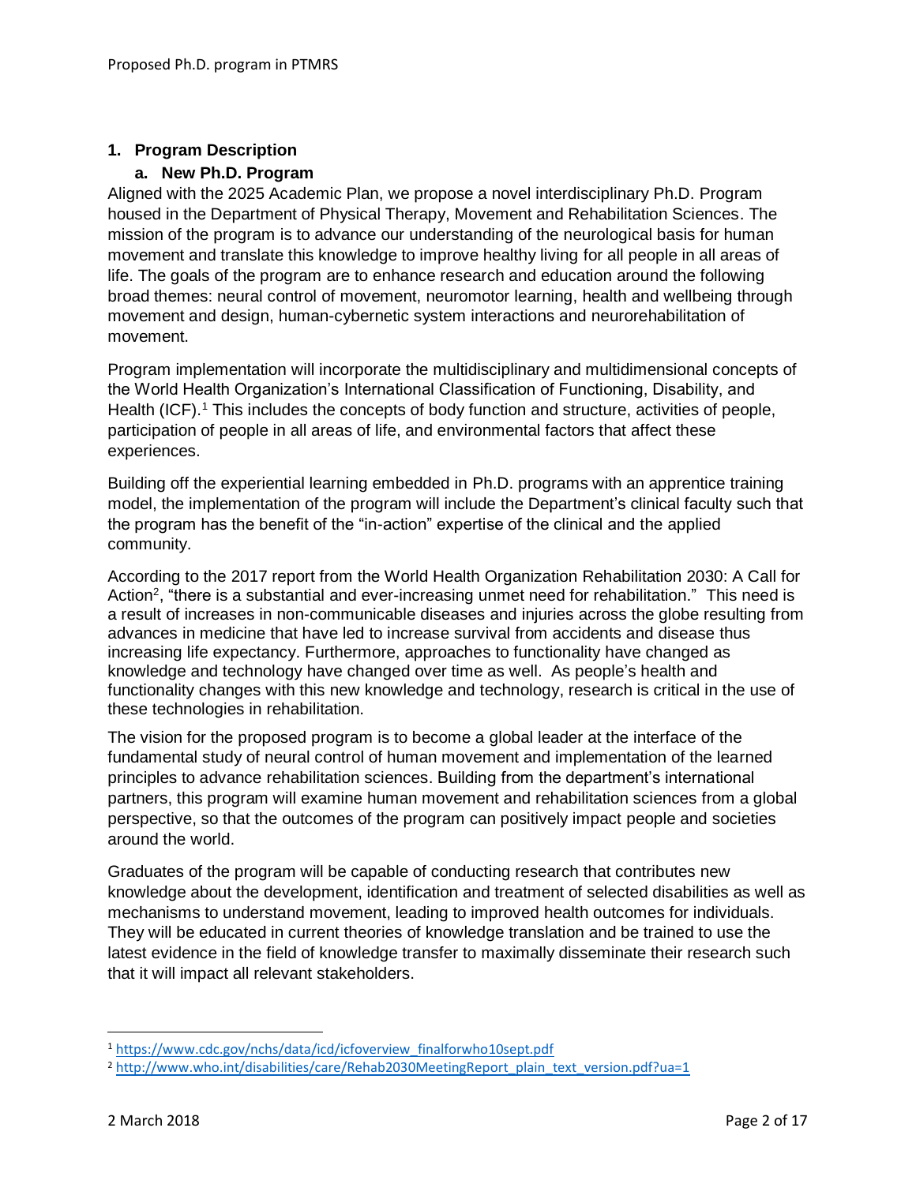## 1. Program Description

### a. New Ph.D. Program

Aligned with the 2025 Academic Plan, we propose a novel interdisciplinary Ph.D. Program housed in the Department of Physical Therapy, Movement and Rehabilitation Sciences. The mission of the program is to advance our understanding of the neurological basis for human movement and translate this knowledge to improve healthy living for all people in all areas of life. The goals of the program are to enhance research and education around the following broad themes: neural control of movement, neuromotor learning, health and wellbeing through movement and design, human-cybernetic system interactions and neurorehabilitation of movement.

Program implementation will incorporate the multidisciplinary and multidimensional concepts of the World Health Organization's International Classification of Functioning, Disability, and Health (ICF).[1] This includes the concepts of body function and structure, activities of people, participation of people in all areas of life, and environmental factors that affect these experiences.

Building off the experiential learning embedded in Ph.D. programs with an apprentice training model, the implementation of the program will include the Department's clinical faculty such that the program has the benefit of the "in-action" expertise of the clinical and the applied community.

According to the 2017 report from the World Health Organization Rehabilitation 2030: A Call for Action[2], "there is a substantial and ever-increasing unmet need for rehabilitation." This need is a result of increases in non-communicable diseases and injuries across the globe resulting from advances in medicine that have led to increase survival from accidents and disease thus increasing life expectancy. Furthermore, approaches to functionality have changed as knowledge and technology have changed over time as well. As people's health and functionality changes with this new knowledge and technology, research is critical in the use of these technologies in rehabilitation.

The vision for the proposed program is to become a global leader at the interface of the fundamental study of neural control of human movement and implementation of the learned principles to advance rehabilitation sciences. Building from the department's international partners, this program will examine human movement and rehabilitation sciences from a global perspective, so that the outcomes of the program can positively impact people and societies around the world.

Graduates of the program will be capable of conducting research that contributes new knowledge about the development, identification and treatment of selected disabilities as well as mechanisms to understand movement, leading to improved health outcomes for individuals. They will be educated in current theories of knowledge translation and be trained to use the latest evidence in the field of knowledge transfer to maximally disseminate their research such that it will impact all relevant stakeholders.

---

[1] https://www.cdc.gov/nchs/data/icd/icfoverview_finalforwho10sept.pdf

[2] http://www.who.int/disabilities/care/Rehab2030MeetingReport_plain_text_version.pdf?ua=1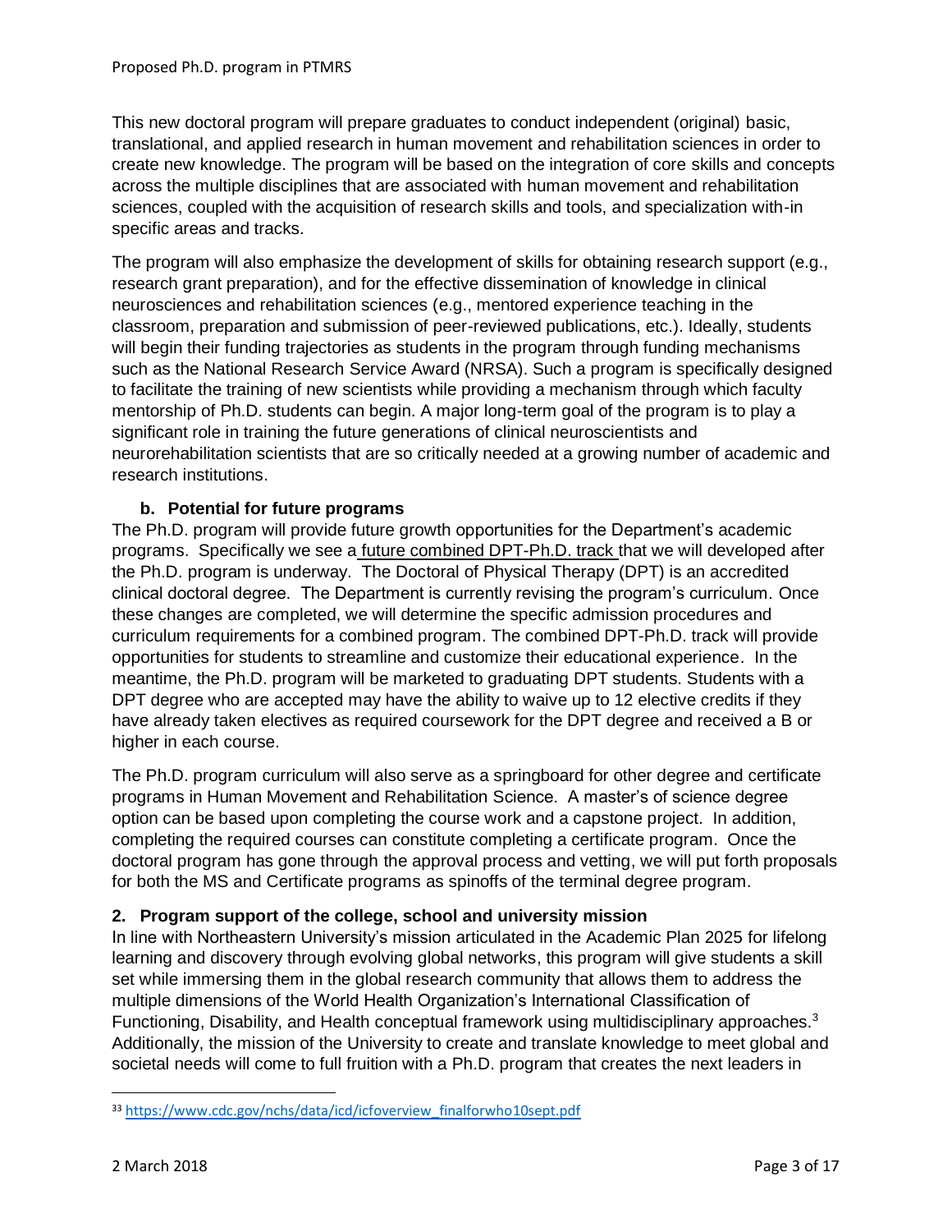This new doctoral program will prepare graduates to conduct independent (original) basic, translational, and applied research in human movement and rehabilitation sciences in order to create new knowledge. The program will be based on the integration of core skills and concepts across the multiple disciplines that are associated with human movement and rehabilitation sciences, coupled with the acquisition of research skills and tools, and specialization with-in specific areas and tracks.

The program will also emphasize the development of skills for obtaining research support (e.g., research grant preparation), and for the effective dissemination of knowledge in clinical neurosciences and rehabilitation sciences (e.g., mentored experience teaching in the classroom, preparation and submission of peer-reviewed publications, etc.). Ideally, students will begin their funding trajectories as students in the program through funding mechanisms such as the National Research Service Award (NRSA). Such a program is specifically designed to facilitate the training of new scientists while providing a mechanism through which faculty mentorship of Ph.D. students can begin. A major long-term goal of the program is to play a significant role in training the future generations of clinical neuroscientists and neurorehabilitation scientists that are so critically needed at a growing number of academic and research institutions.

### b. Potential for future programs

The Ph.D. program will provide future growth opportunities for the Department's academic programs. Specifically we see a future combined DPT-Ph.D. track that we will developed after the Ph.D. program is underway. The Doctoral of Physical Therapy (DPT) is an accredited clinical doctoral degree. The Department is currently revising the program's curriculum. Once these changes are completed, we will determine the specific admission procedures and curriculum requirements for a combined program. The combined DPT-Ph.D. track will provide opportunities for students to streamline and customize their educational experience. In the meantime, the Ph.D. program will be marketed to graduating DPT students. Students with a DPT degree who are accepted may have the ability to waive up to 12 elective credits if they have already taken electives as required coursework for the DPT degree and received a B or higher in each course.

The Ph.D. program curriculum will also serve as a springboard for other degree and certificate programs in Human Movement and Rehabilitation Science. A master's of science degree option can be based upon completing the course work and a capstone project. In addition, completing the required courses can constitute completing a certificate program. Once the doctoral program has gone through the approval process and vetting, we will put forth proposals for both the MS and Certificate programs as spinoffs of the terminal degree program.

## 2. Program support of the college, school and university mission

In line with Northeastern University's mission articulated in the Academic Plan 2025 for lifelong learning and discovery through evolving global networks, this program will give students a skill set while immersing them in the global research community that allows them to address the multiple dimensions of the World Health Organization's International Classification of Functioning, Disability, and Health conceptual framework using multidisciplinary approaches.[3] Additionally, the mission of the University to create and translate knowledge to meet global and societal needs will come to full fruition with a Ph.D. program that creates the next leaders in

---

[33] https://www.cdc.gov/nchs/data/icd/icfoverview_finalforwho10sept.pdf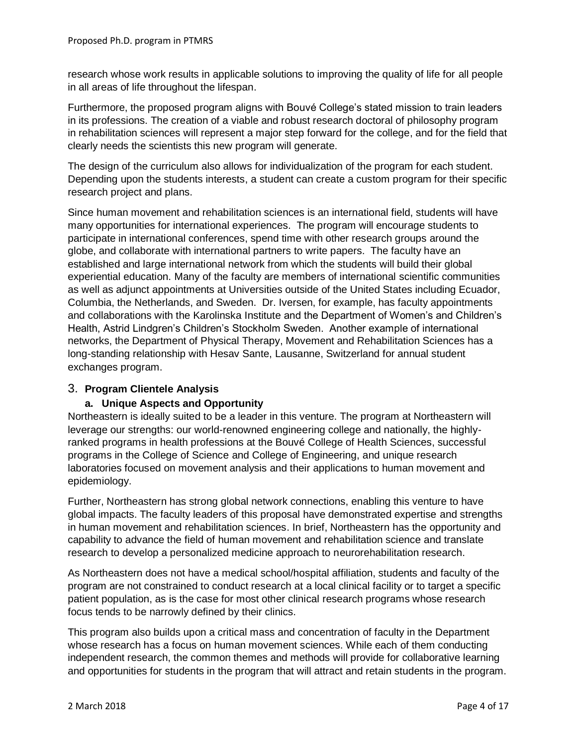research whose work results in applicable solutions to improving the quality of life for all people in all areas of life throughout the lifespan.

Furthermore, the proposed program aligns with Bouvé College's stated mission to train leaders in its professions. The creation of a viable and robust research doctoral of philosophy program in rehabilitation sciences will represent a major step forward for the college, and for the field that clearly needs the scientists this new program will generate.

The design of the curriculum also allows for individualization of the program for each student. Depending upon the students interests, a student can create a custom program for their specific research project and plans.

Since human movement and rehabilitation sciences is an international field, students will have many opportunities for international experiences. The program will encourage students to participate in international conferences, spend time with other research groups around the globe, and collaborate with international partners to write papers. The faculty have an established and large international network from which the students will build their global experiential education. Many of the faculty are members of international scientific communities as well as adjunct appointments at Universities outside of the United States including Ecuador, Columbia, the Netherlands, and Sweden. Dr. Iversen, for example, has faculty appointments and collaborations with the Karolinska Institute and the Department of Women's and Children's Health, Astrid Lindgren's Children's Stockholm Sweden. Another example of international networks, the Department of Physical Therapy, Movement and Rehabilitation Sciences has a long-standing relationship with Hesav Sante, Lausanne, Switzerland for annual student exchanges program.

## 3. Program Clientele Analysis

### a. Unique Aspects and Opportunity

Northeastern is ideally suited to be a leader in this venture. The program at Northeastern will leverage our strengths: our world-renowned engineering college and nationally, the highly-ranked programs in health professions at the Bouvé College of Health Sciences, successful programs in the College of Science and College of Engineering, and unique research laboratories focused on movement analysis and their applications to human movement and epidemiology.

Further, Northeastern has strong global network connections, enabling this venture to have global impacts. The faculty leaders of this proposal have demonstrated expertise and strengths in human movement and rehabilitation sciences. In brief, Northeastern has the opportunity and capability to advance the field of human movement and rehabilitation science and translate research to develop a personalized medicine approach to neurorehabilitation research.

As Northeastern does not have a medical school/hospital affiliation, students and faculty of the program are not constrained to conduct research at a local clinical facility or to target a specific patient population, as is the case for most other clinical research programs whose research focus tends to be narrowly defined by their clinics.

This program also builds upon a critical mass and concentration of faculty in the Department whose research has a focus on human movement sciences. While each of them conducting independent research, the common themes and methods will provide for collaborative learning and opportunities for students in the program that will attract and retain students in the program.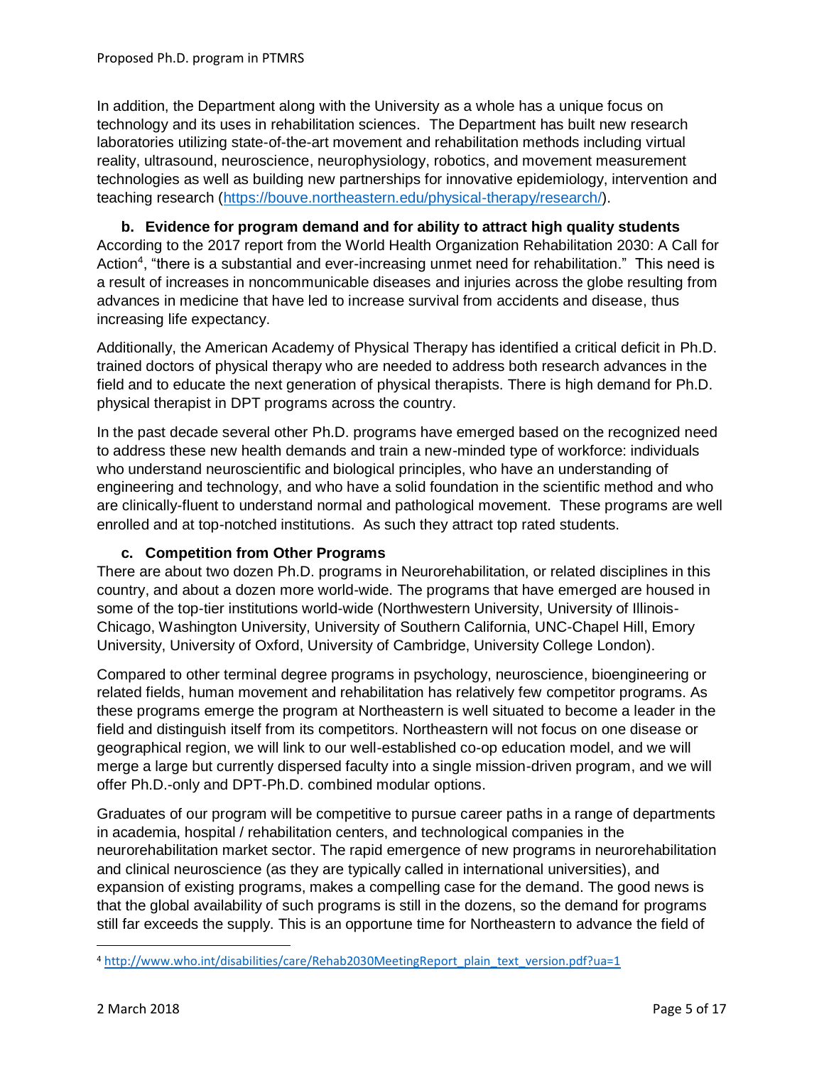In addition, the Department along with the University as a whole has a unique focus on technology and its uses in rehabilitation sciences. The Department has built new research laboratories utilizing state-of-the-art movement and rehabilitation methods including virtual reality, ultrasound, neuroscience, neurophysiology, robotics, and movement measurement technologies as well as building new partnerships for innovative epidemiology, intervention and teaching research (https://bouve.northeastern.edu/physical-therapy/research/).

### b. Evidence for program demand and for ability to attract high quality students

According to the 2017 report from the World Health Organization Rehabilitation 2030: A Call for Action[4], "there is a substantial and ever-increasing unmet need for rehabilitation." This need is a result of increases in noncommunicable diseases and injuries across the globe resulting from advances in medicine that have led to increase survival from accidents and disease, thus increasing life expectancy.

Additionally, the American Academy of Physical Therapy has identified a critical deficit in Ph.D. trained doctors of physical therapy who are needed to address both research advances in the field and to educate the next generation of physical therapists. There is high demand for Ph.D. physical therapist in DPT programs across the country.

In the past decade several other Ph.D. programs have emerged based on the recognized need to address these new health demands and train a new-minded type of workforce: individuals who understand neuroscientific and biological principles, who have an understanding of engineering and technology, and who have a solid foundation in the scientific method and who are clinically-fluent to understand normal and pathological movement. These programs are well enrolled and at top-notched institutions. As such they attract top rated students.

### c. Competition from Other Programs

There are about two dozen Ph.D. programs in Neurorehabilitation, or related disciplines in this country, and about a dozen more world-wide. The programs that have emerged are housed in some of the top-tier institutions world-wide (Northwestern University, University of Illinois-Chicago, Washington University, University of Southern California, UNC-Chapel Hill, Emory University, University of Oxford, University of Cambridge, University College London).

Compared to other terminal degree programs in psychology, neuroscience, bioengineering or related fields, human movement and rehabilitation has relatively few competitor programs. As these programs emerge the program at Northeastern is well situated to become a leader in the field and distinguish itself from its competitors. Northeastern will not focus on one disease or geographical region, we will link to our well-established co-op education model, and we will merge a large but currently dispersed faculty into a single mission-driven program, and we will offer Ph.D.-only and DPT-Ph.D. combined modular options.

Graduates of our program will be competitive to pursue career paths in a range of departments in academia, hospital / rehabilitation centers, and technological companies in the neurorehabilitation market sector. The rapid emergence of new programs in neurorehabilitation and clinical neuroscience (as they are typically called in international universities), and expansion of existing programs, makes a compelling case for the demand. The good news is that the global availability of such programs is still in the dozens, so the demand for programs still far exceeds the supply. This is an opportune time for Northeastern to advance the field of

---

[4] http://www.who.int/disabilities/care/Rehab2030MeetingReport_plain_text_version.pdf?ua=1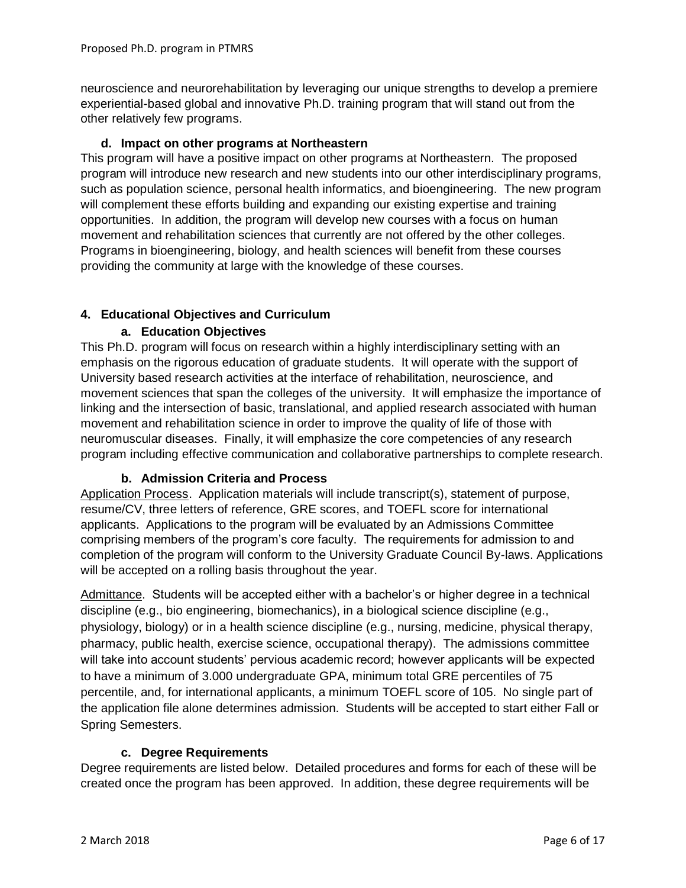neuroscience and neurorehabilitation by leveraging our unique strengths to develop a premiere experiential-based global and innovative Ph.D. training program that will stand out from the other relatively few programs.

### d. Impact on other programs at Northeastern

This program will have a positive impact on other programs at Northeastern. The proposed program will introduce new research and new students into our other interdisciplinary programs, such as population science, personal health informatics, and bioengineering. The new program will complement these efforts building and expanding our existing expertise and training opportunities. In addition, the program will develop new courses with a focus on human movement and rehabilitation sciences that currently are not offered by the other colleges. Programs in bioengineering, biology, and health sciences will benefit from these courses providing the community at large with the knowledge of these courses.

## 4. Educational Objectives and Curriculum

### a. Education Objectives

This Ph.D. program will focus on research within a highly interdisciplinary setting with an emphasis on the rigorous education of graduate students. It will operate with the support of University based research activities at the interface of rehabilitation, neuroscience, and movement sciences that span the colleges of the university. It will emphasize the importance of linking and the intersection of basic, translational, and applied research associated with human movement and rehabilitation science in order to improve the quality of life of those with neuromuscular diseases. Finally, it will emphasize the core competencies of any research program including effective communication and collaborative partnerships to complete research.

### b. Admission Criteria and Process

Application Process. Application materials will include transcript(s), statement of purpose, resume/CV, three letters of reference, GRE scores, and TOEFL score for international applicants. Applications to the program will be evaluated by an Admissions Committee comprising members of the program's core faculty. The requirements for admission to and completion of the program will conform to the University Graduate Council By-laws. Applications will be accepted on a rolling basis throughout the year.

Admittance. Students will be accepted either with a bachelor's or higher degree in a technical discipline (e.g., bio engineering, biomechanics), in a biological science discipline (e.g., physiology, biology) or in a health science discipline (e.g., nursing, medicine, physical therapy, pharmacy, public health, exercise science, occupational therapy). The admissions committee will take into account students' pervious academic record; however applicants will be expected to have a minimum of 3.000 undergraduate GPA, minimum total GRE percentiles of 75 percentile, and, for international applicants, a minimum TOEFL score of 105. No single part of the application file alone determines admission. Students will be accepted to start either Fall or Spring Semesters.

### c. Degree Requirements

Degree requirements are listed below. Detailed procedures and forms for each of these will be created once the program has been approved. In addition, these degree requirements will be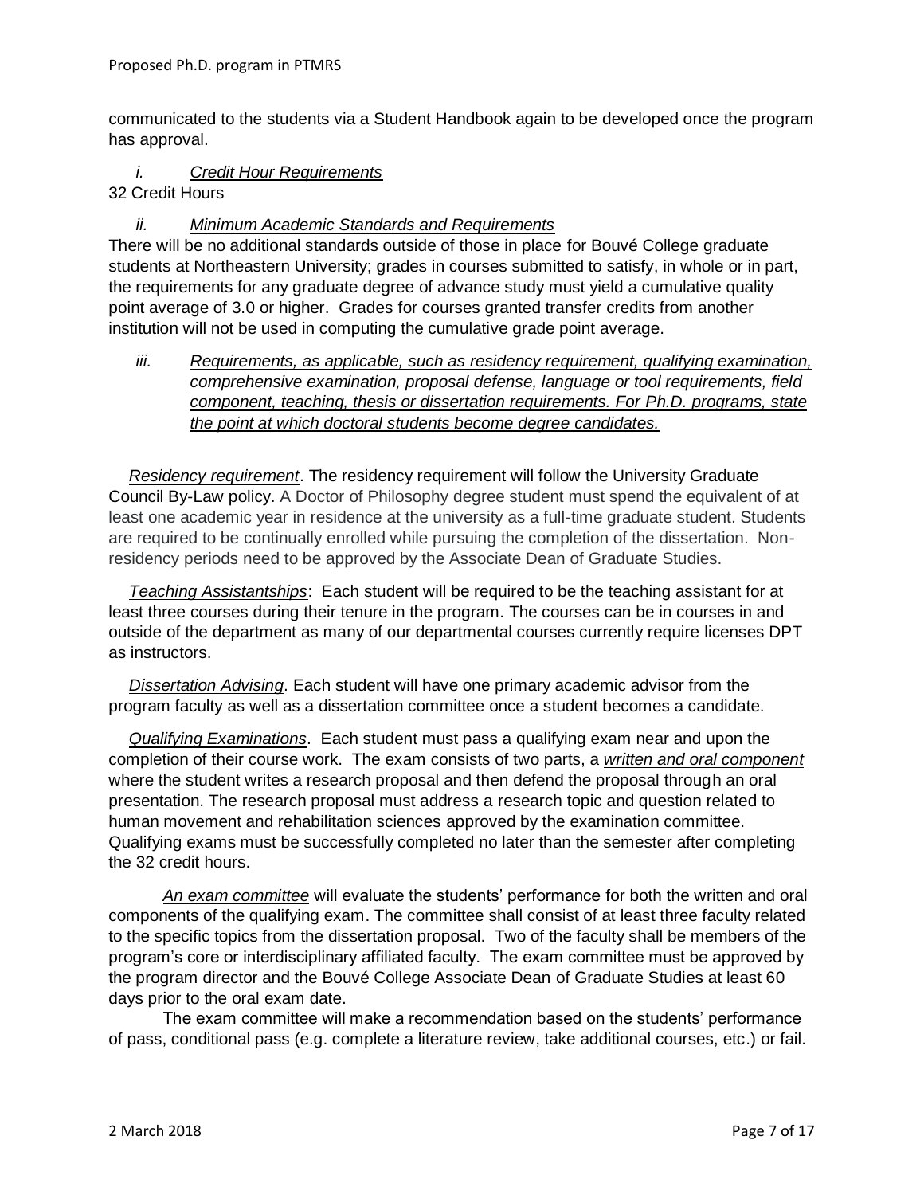communicated to the students via a Student Handbook again to be developed once the program has approval.

*i.* ***Credit Hour Requirements***

32 Credit Hours

*ii.* ***Minimum Academic Standards and Requirements***

There will be no additional standards outside of those in place for Bouvé College graduate students at Northeastern University; grades in courses submitted to satisfy, in whole or in part, the requirements for any graduate degree of advance study must yield a cumulative quality point average of 3.0 or higher. Grades for courses granted transfer credits from another institution will not be used in computing the cumulative grade point average.

*iii.* ***Requirements, as applicable, such as residency requirement, qualifying examination, comprehensive examination, proposal defense, language or tool requirements, field component, teaching, thesis or dissertation requirements. For Ph.D. programs, state the point at which doctoral students become degree candidates.***

*Residency requirement*. The residency requirement will follow the University Graduate Council By-Law policy. A Doctor of Philosophy degree student must spend the equivalent of at least one academic year in residence at the university as a full-time graduate student. Students are required to be continually enrolled while pursuing the completion of the dissertation. Non-residency periods need to be approved by the Associate Dean of Graduate Studies.

*Teaching Assistantships*: Each student will be required to be the teaching assistant for at least three courses during their tenure in the program. The courses can be in courses in and outside of the department as many of our departmental courses currently require licenses DPT as instructors.

*Dissertation Advising*. Each student will have one primary academic advisor from the program faculty as well as a dissertation committee once a student becomes a candidate.

*Qualifying Examinations*. Each student must pass a qualifying exam near and upon the completion of their course work. The exam consists of two parts, a *written and oral component* where the student writes a research proposal and then defend the proposal through an oral presentation. The research proposal must address a research topic and question related to human movement and rehabilitation sciences approved by the examination committee. Qualifying exams must be successfully completed no later than the semester after completing the 32 credit hours.

*An exam committee* will evaluate the students' performance for both the written and oral components of the qualifying exam. The committee shall consist of at least three faculty related to the specific topics from the dissertation proposal. Two of the faculty shall be members of the program's core or interdisciplinary affiliated faculty. The exam committee must be approved by the program director and the Bouvé College Associate Dean of Graduate Studies at least 60 days prior to the oral exam date.

The exam committee will make a recommendation based on the students' performance of pass, conditional pass (e.g. complete a literature review, take additional courses, etc.) or fail.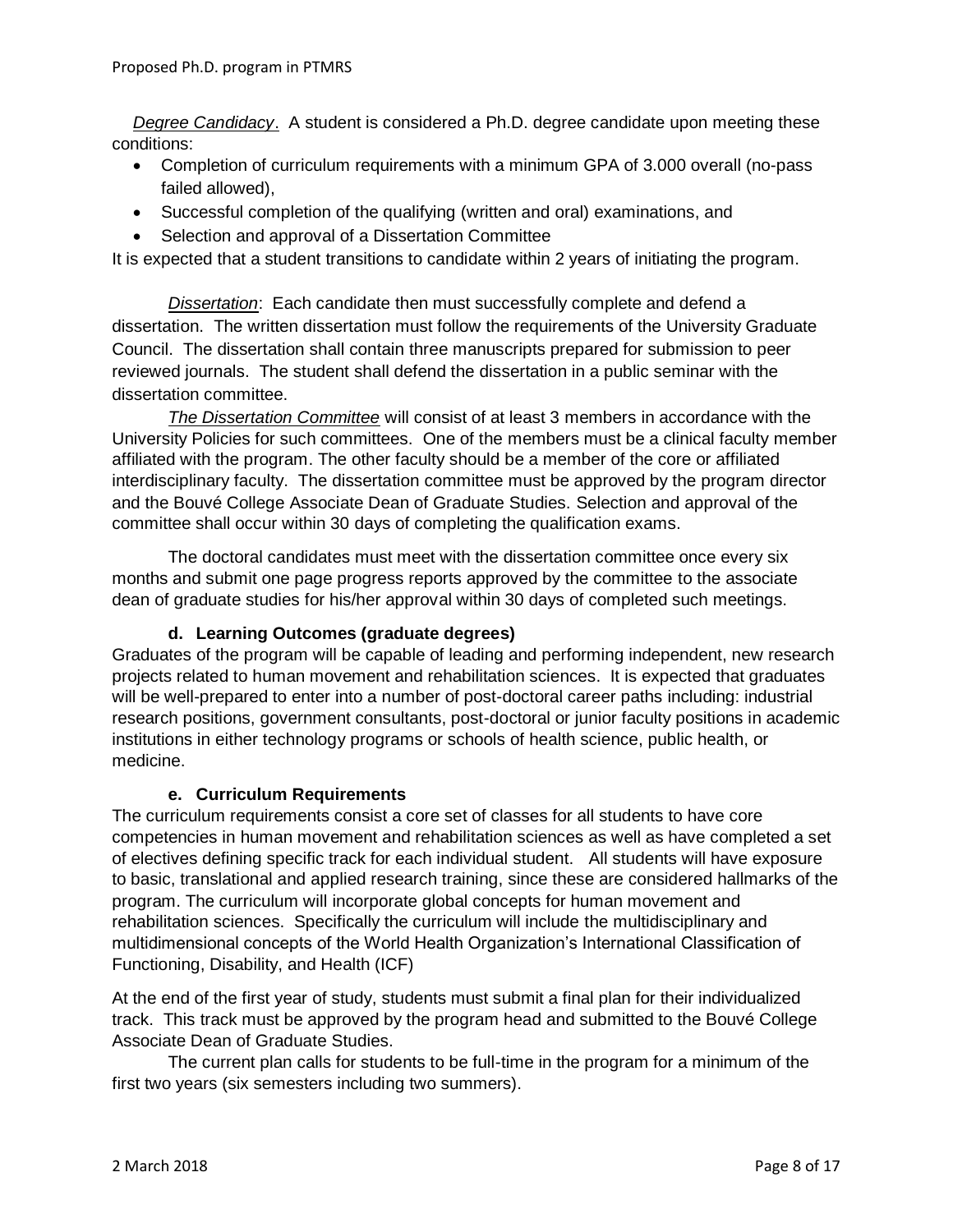*Degree Candidacy*. A student is considered a Ph.D. degree candidate upon meeting these conditions:

- Completion of curriculum requirements with a minimum GPA of 3.000 overall (no-pass failed allowed),
- Successful completion of the qualifying (written and oral) examinations, and
- Selection and approval of a Dissertation Committee

It is expected that a student transitions to candidate within 2 years of initiating the program.

*Dissertation*: Each candidate then must successfully complete and defend a dissertation. The written dissertation must follow the requirements of the University Graduate Council. The dissertation shall contain three manuscripts prepared for submission to peer reviewed journals. The student shall defend the dissertation in a public seminar with the dissertation committee.

*The Dissertation Committee* will consist of at least 3 members in accordance with the University Policies for such committees. One of the members must be a clinical faculty member affiliated with the program. The other faculty should be a member of the core or affiliated interdisciplinary faculty. The dissertation committee must be approved by the program director and the Bouvé College Associate Dean of Graduate Studies. Selection and approval of the committee shall occur within 30 days of completing the qualification exams.

The doctoral candidates must meet with the dissertation committee once every six months and submit one page progress reports approved by the committee to the associate dean of graduate studies for his/her approval within 30 days of completed such meetings.

### d. Learning Outcomes (graduate degrees)

Graduates of the program will be capable of leading and performing independent, new research projects related to human movement and rehabilitation sciences. It is expected that graduates will be well-prepared to enter into a number of post-doctoral career paths including: industrial research positions, government consultants, post-doctoral or junior faculty positions in academic institutions in either technology programs or schools of health science, public health, or medicine.

### e. Curriculum Requirements

The curriculum requirements consist a core set of classes for all students to have core competencies in human movement and rehabilitation sciences as well as have completed a set of electives defining specific track for each individual student. All students will have exposure to basic, translational and applied research training, since these are considered hallmarks of the program. The curriculum will incorporate global concepts for human movement and rehabilitation sciences. Specifically the curriculum will include the multidisciplinary and multidimensional concepts of the World Health Organization's International Classification of Functioning, Disability, and Health (ICF)

At the end of the first year of study, students must submit a final plan for their individualized track. This track must be approved by the program head and submitted to the Bouvé College Associate Dean of Graduate Studies.

The current plan calls for students to be full-time in the program for a minimum of the first two years (six semesters including two summers).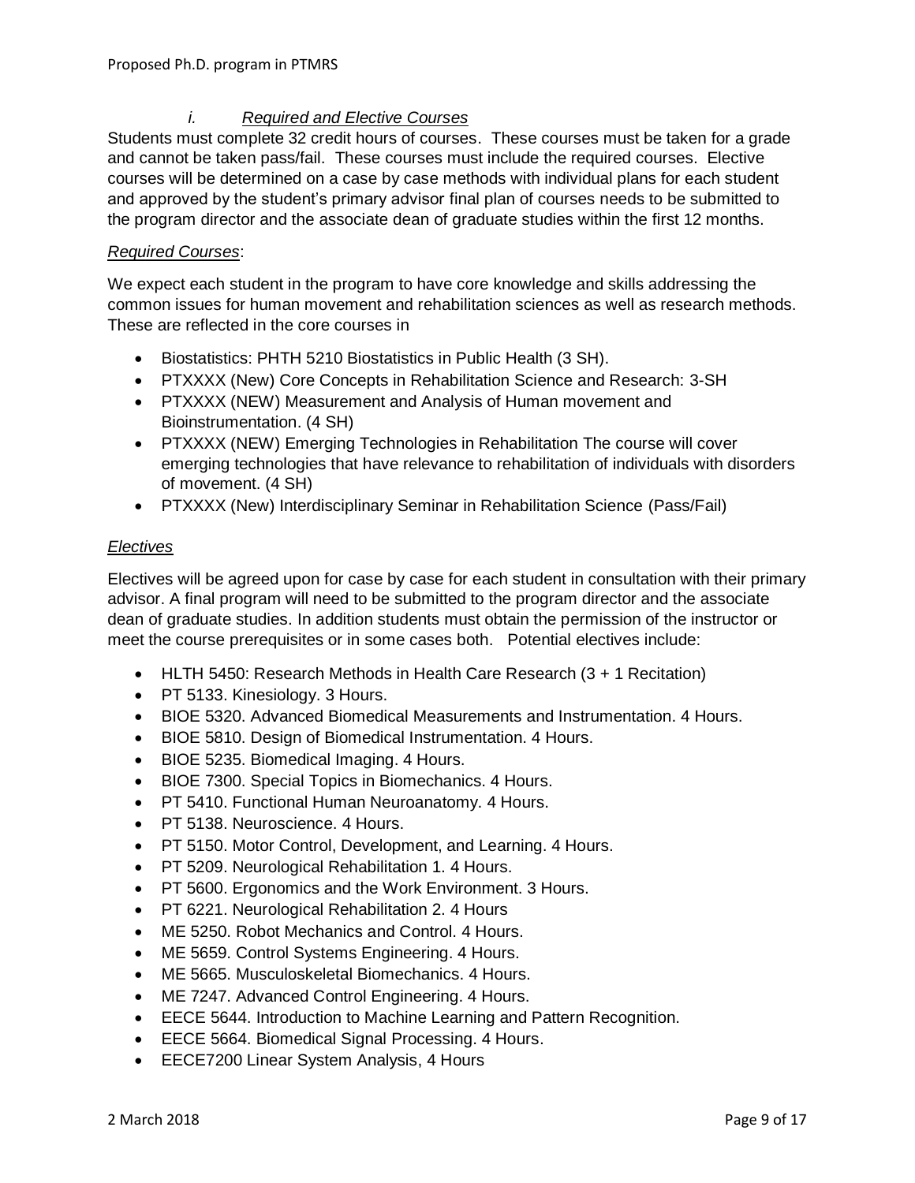### *i. Required and Elective Courses*

Students must complete 32 credit hours of courses. These courses must be taken for a grade and cannot be taken pass/fail. These courses must include the required courses. Elective courses will be determined on a case by case methods with individual plans for each student and approved by the student's primary advisor final plan of courses needs to be submitted to the program director and the associate dean of graduate studies within the first 12 months.

*Required Courses*:

We expect each student in the program to have core knowledge and skills addressing the common issues for human movement and rehabilitation sciences as well as research methods. These are reflected in the core courses in

- Biostatistics: PHTH 5210 Biostatistics in Public Health (3 SH).
- PTXXXX (New) Core Concepts in Rehabilitation Science and Research: 3-SH
- PTXXXX (NEW) Measurement and Analysis of Human movement and Bioinstrumentation. (4 SH)
- PTXXXX (NEW) Emerging Technologies in Rehabilitation The course will cover emerging technologies that have relevance to rehabilitation of individuals with disorders of movement. (4 SH)
- PTXXXX (New) Interdisciplinary Seminar in Rehabilitation Science (Pass/Fail)

*Electives*

Electives will be agreed upon for case by case for each student in consultation with their primary advisor. A final program will need to be submitted to the program director and the associate dean of graduate studies. In addition students must obtain the permission of the instructor or meet the course prerequisites or in some cases both. Potential electives include:

- HLTH 5450: Research Methods in Health Care Research (3 + 1 Recitation)
- PT 5133. Kinesiology. 3 Hours.
- BIOE 5320. Advanced Biomedical Measurements and Instrumentation. 4 Hours.
- BIOE 5810. Design of Biomedical Instrumentation. 4 Hours.
- BIOE 5235. Biomedical Imaging. 4 Hours.
- BIOE 7300. Special Topics in Biomechanics. 4 Hours.
- PT 5410. Functional Human Neuroanatomy. 4 Hours.
- PT 5138. Neuroscience. 4 Hours.
- PT 5150. Motor Control, Development, and Learning. 4 Hours.
- PT 5209. Neurological Rehabilitation 1. 4 Hours.
- PT 5600. Ergonomics and the Work Environment. 3 Hours.
- PT 6221. Neurological Rehabilitation 2. 4 Hours
- ME 5250. Robot Mechanics and Control. 4 Hours.
- ME 5659. Control Systems Engineering. 4 Hours.
- ME 5665. Musculoskeletal Biomechanics. 4 Hours.
- ME 7247. Advanced Control Engineering. 4 Hours.
- EECE 5644. Introduction to Machine Learning and Pattern Recognition.
- EECE 5664. Biomedical Signal Processing. 4 Hours.
- EECE7200 Linear System Analysis, 4 Hours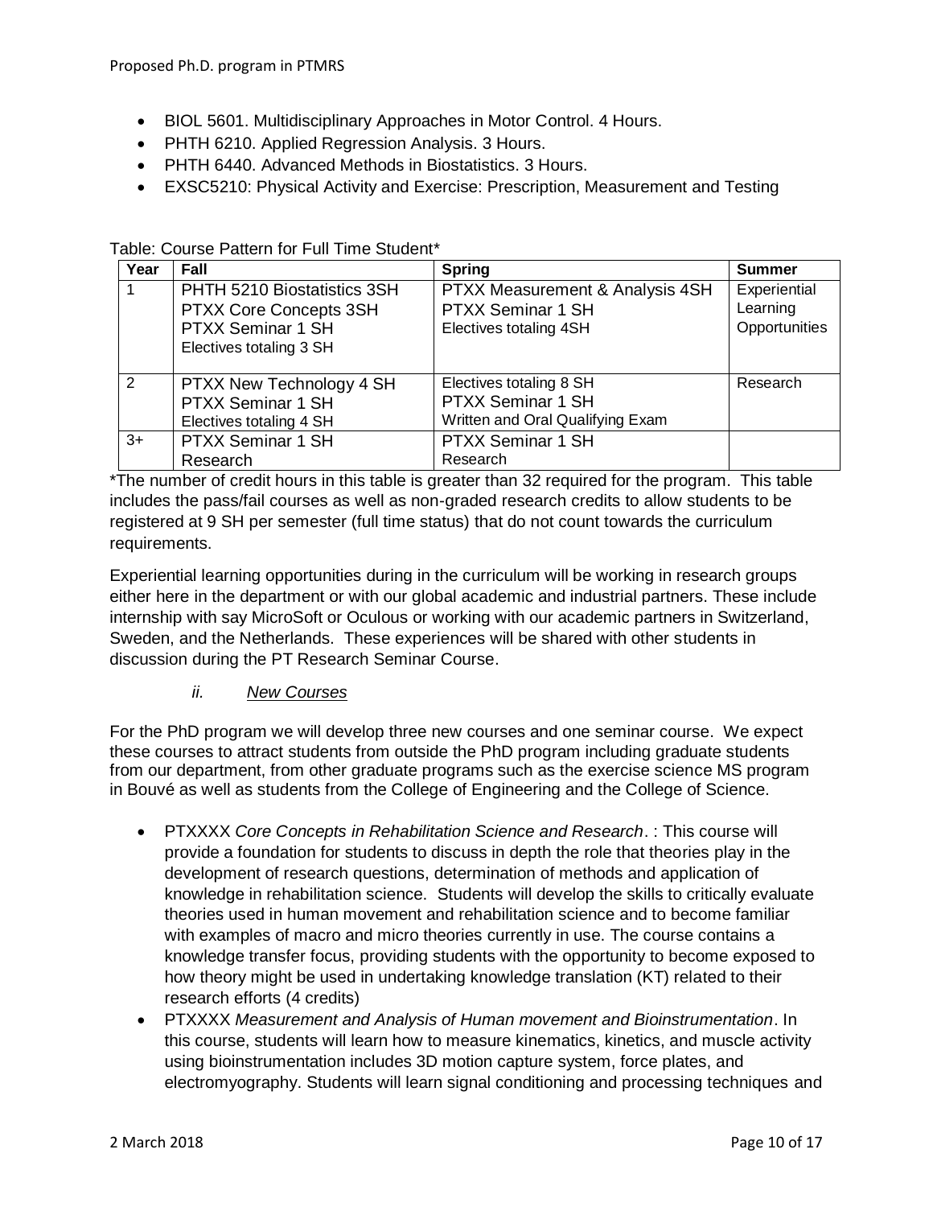- BIOL 5601. Multidisciplinary Approaches in Motor Control. 4 Hours.
- PHTH 6210. Applied Regression Analysis. 3 Hours.
- PHTH 6440. Advanced Methods in Biostatistics. 3 Hours.
- EXSC5210: Physical Activity and Exercise: Prescription, Measurement and Testing

Table: Course Pattern for Full Time Student*

| Year | Fall | Spring | Summer |
|---|---|---|---|
| 1 | PHTH 5210 Biostatistics 3SH<br>PTXX Core Concepts 3SH<br>PTXX Seminar 1 SH<br>Electives totaling 3 SH | PTXX Measurement & Analysis 4SH<br>PTXX Seminar 1 SH<br>Electives totaling 4SH | Experiential Learning Opportunities |
| 2 | PTXX New Technology 4 SH<br>PTXX Seminar 1 SH<br>Electives totaling 4 SH | Electives totaling 8 SH<br>PTXX Seminar 1 SH<br>Written and Oral Qualifying Exam | Research |
| 3+ | PTXX Seminar 1 SH<br>Research | PTXX Seminar 1 SH<br>Research | |

*The number of credit hours in this table is greater than 32 required for the program. This table includes the pass/fail courses as well as non-graded research credits to allow students to be registered at 9 SH per semester (full time status) that do not count towards the curriculum requirements.

Experiential learning opportunities during in the curriculum will be working in research groups either here in the department or with our global academic and industrial partners. These include internship with say MicroSoft or Oculous or working with our academic partners in Switzerland, Sweden, and the Netherlands. These experiences will be shared with other students in discussion during the PT Research Seminar Course.

### ii. *New Courses*

For the PhD program we will develop three new courses and one seminar course. We expect these courses to attract students from outside the PhD program including graduate students from our department, from other graduate programs such as the exercise science MS program in Bouvé as well as students from the College of Engineering and the College of Science.

- PTXXXX *Core Concepts in Rehabilitation Science and Research*. : This course will provide a foundation for students to discuss in depth the role that theories play in the development of research questions, determination of methods and application of knowledge in rehabilitation science. Students will develop the skills to critically evaluate theories used in human movement and rehabilitation science and to become familiar with examples of macro and micro theories currently in use. The course contains a knowledge transfer focus, providing students with the opportunity to become exposed to how theory might be used in undertaking knowledge translation (KT) related to their research efforts (4 credits)
- PTXXXX *Measurement and Analysis of Human movement and Bioinstrumentation*. In this course, students will learn how to measure kinematics, kinetics, and muscle activity using bioinstrumentation includes 3D motion capture system, force plates, and electromyography. Students will learn signal conditioning and processing techniques and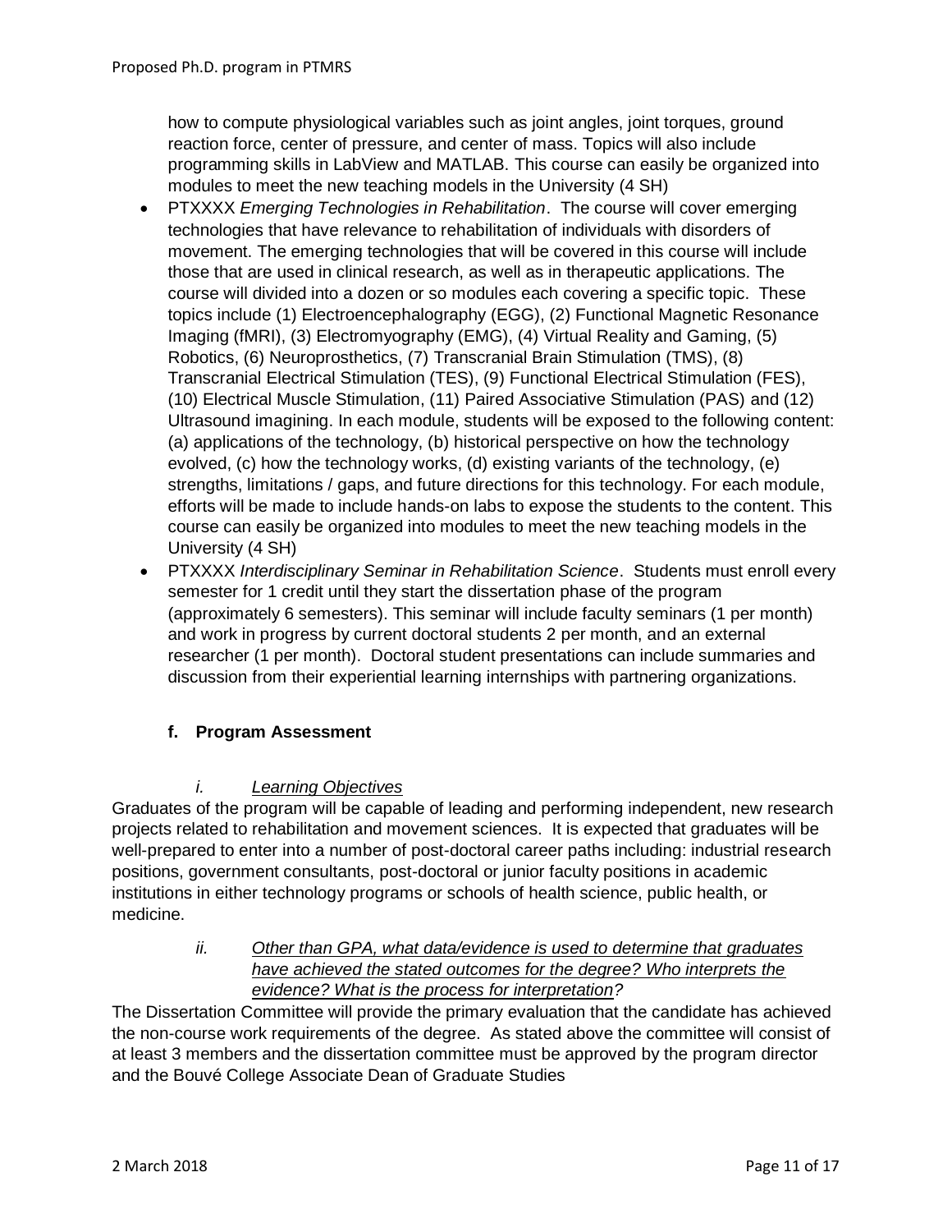how to compute physiological variables such as joint angles, joint torques, ground reaction force, center of pressure, and center of mass. Topics will also include programming skills in LabView and MATLAB. This course can easily be organized into modules to meet the new teaching models in the University (4 SH)

- PTXXXX *Emerging Technologies in Rehabilitation*. The course will cover emerging technologies that have relevance to rehabilitation of individuals with disorders of movement. The emerging technologies that will be covered in this course will include those that are used in clinical research, as well as in therapeutic applications. The course will divided into a dozen or so modules each covering a specific topic. These topics include (1) Electroencephalography (EGG), (2) Functional Magnetic Resonance Imaging (fMRI), (3) Electromyography (EMG), (4) Virtual Reality and Gaming, (5) Robotics, (6) Neuroprosthetics, (7) Transcranial Brain Stimulation (TMS), (8) Transcranial Electrical Stimulation (TES), (9) Functional Electrical Stimulation (FES), (10) Electrical Muscle Stimulation, (11) Paired Associative Stimulation (PAS) and (12) Ultrasound imagining. In each module, students will be exposed to the following content: (a) applications of the technology, (b) historical perspective on how the technology evolved, (c) how the technology works, (d) existing variants of the technology, (e) strengths, limitations / gaps, and future directions for this technology. For each module, efforts will be made to include hands-on labs to expose the students to the content. This course can easily be organized into modules to meet the new teaching models in the University (4 SH)
- PTXXXX *Interdisciplinary Seminar in Rehabilitation Science*. Students must enroll every semester for 1 credit until they start the dissertation phase of the program (approximately 6 semesters). This seminar will include faculty seminars (1 per month) and work in progress by current doctoral students 2 per month, and an external researcher (1 per month). Doctoral student presentations can include summaries and discussion from their experiential learning internships with partnering organizations.

### f. Program Assessment

#### *i. Learning Objectives*

Graduates of the program will be capable of leading and performing independent, new research projects related to rehabilitation and movement sciences. It is expected that graduates will be well-prepared to enter into a number of post-doctoral career paths including: industrial research positions, government consultants, post-doctoral or junior faculty positions in academic institutions in either technology programs or schools of health science, public health, or medicine.

#### *ii. Other than GPA, what data/evidence is used to determine that graduates have achieved the stated outcomes for the degree? Who interprets the evidence? What is the process for interpretation?*

The Dissertation Committee will provide the primary evaluation that the candidate has achieved the non-course work requirements of the degree. As stated above the committee will consist of at least 3 members and the dissertation committee must be approved by the program director and the Bouvé College Associate Dean of Graduate Studies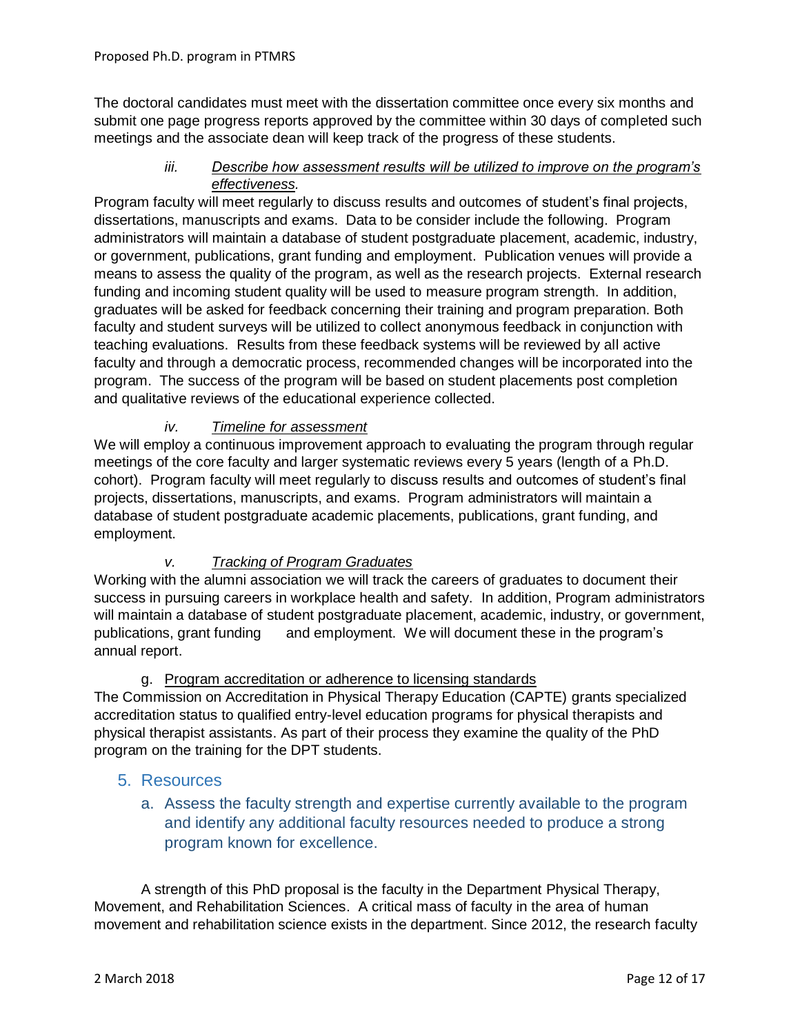The doctoral candidates must meet with the dissertation committee once every six months and submit one page progress reports approved by the committee within 30 days of completed such meetings and the associate dean will keep track of the progress of these students.

*iii.* *Describe how assessment results will be utilized to improve on the program's effectiveness.*

Program faculty will meet regularly to discuss results and outcomes of student's final projects, dissertations, manuscripts and exams. Data to be consider include the following. Program administrators will maintain a database of student postgraduate placement, academic, industry, or government, publications, grant funding and employment. Publication venues will provide a means to assess the quality of the program, as well as the research projects. External research funding and incoming student quality will be used to measure program strength. In addition, graduates will be asked for feedback concerning their training and program preparation. Both faculty and student surveys will be utilized to collect anonymous feedback in conjunction with teaching evaluations. Results from these feedback systems will be reviewed by all active faculty and through a democratic process, recommended changes will be incorporated into the program. The success of the program will be based on student placements post completion and qualitative reviews of the educational experience collected.

*iv.* *Timeline for assessment*

We will employ a continuous improvement approach to evaluating the program through regular meetings of the core faculty and larger systematic reviews every 5 years (length of a Ph.D. cohort). Program faculty will meet regularly to discuss results and outcomes of student's final projects, dissertations, manuscripts, and exams. Program administrators will maintain a database of student postgraduate academic placements, publications, grant funding, and employment.

*v.* *Tracking of Program Graduates*

Working with the alumni association we will track the careers of graduates to document their success in pursuing careers in workplace health and safety. In addition, Program administrators will maintain a database of student postgraduate placement, academic, industry, or government, publications, grant funding and employment. We will document these in the program's annual report.

g. Program accreditation or adherence to licensing standards

The Commission on Accreditation in Physical Therapy Education (CAPTE) grants specialized accreditation status to qualified entry-level education programs for physical therapists and physical therapist assistants. As part of their process they examine the quality of the PhD program on the training for the DPT students.

## 5. Resources

### a. Assess the faculty strength and expertise currently available to the program and identify any additional faculty resources needed to produce a strong program known for excellence.

A strength of this PhD proposal is the faculty in the Department Physical Therapy, Movement, and Rehabilitation Sciences. A critical mass of faculty in the area of human movement and rehabilitation science exists in the department. Since 2012, the research faculty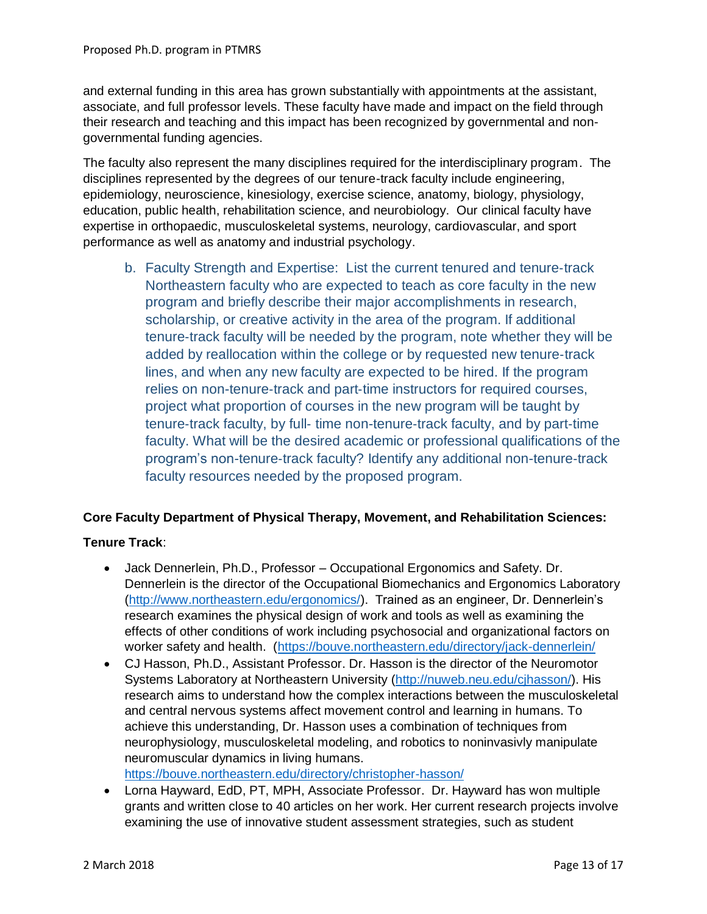and external funding in this area has grown substantially with appointments at the assistant, associate, and full professor levels. These faculty have made and impact on the field through their research and teaching and this impact has been recognized by governmental and non-governmental funding agencies.

The faculty also represent the many disciplines required for the interdisciplinary program. The disciplines represented by the degrees of our tenure-track faculty include engineering, epidemiology, neuroscience, kinesiology, exercise science, anatomy, biology, physiology, education, public health, rehabilitation science, and neurobiology. Our clinical faculty have expertise in orthopaedic, musculoskeletal systems, neurology, cardiovascular, and sport performance as well as anatomy and industrial psychology.

b. Faculty Strength and Expertise: List the current tenured and tenure-track Northeastern faculty who are expected to teach as core faculty in the new program and briefly describe their major accomplishments in research, scholarship, or creative activity in the area of the program. If additional tenure-track faculty will be needed by the program, note whether they will be added by reallocation within the college or by requested new tenure-track lines, and when any new faculty are expected to be hired. If the program relies on non-tenure-track and part-time instructors for required courses, project what proportion of courses in the new program will be taught by tenure-track faculty, by full- time non-tenure-track faculty, and by part-time faculty. What will be the desired academic or professional qualifications of the program's non-tenure-track faculty? Identify any additional non-tenure-track faculty resources needed by the proposed program.

**Core Faculty Department of Physical Therapy, Movement, and Rehabilitation Sciences:**

**Tenure Track**:

- Jack Dennerlein, Ph.D., Professor – Occupational Ergonomics and Safety. Dr. Dennerlein is the director of the Occupational Biomechanics and Ergonomics Laboratory (http://www.northeastern.edu/ergonomics/). Trained as an engineer, Dr. Dennerlein's research examines the physical design of work and tools as well as examining the effects of other conditions of work including psychosocial and organizational factors on worker safety and health. (https://bouve.northeastern.edu/directory/jack-dennerlein/
- CJ Hasson, Ph.D., Assistant Professor. Dr. Hasson is the director of the Neuromotor Systems Laboratory at Northeastern University (http://nuweb.neu.edu/cjhasson/). His research aims to understand how the complex interactions between the musculoskeletal and central nervous systems affect movement control and learning in humans. To achieve this understanding, Dr. Hasson uses a combination of techniques from neurophysiology, musculoskeletal modeling, and robotics to noninvasivly manipulate neuromuscular dynamics in living humans. https://bouve.northeastern.edu/directory/christopher-hasson/
- Lorna Hayward, EdD, PT, MPH, Associate Professor. Dr. Hayward has won multiple grants and written close to 40 articles on her work. Her current research projects involve examining the use of innovative student assessment strategies, such as student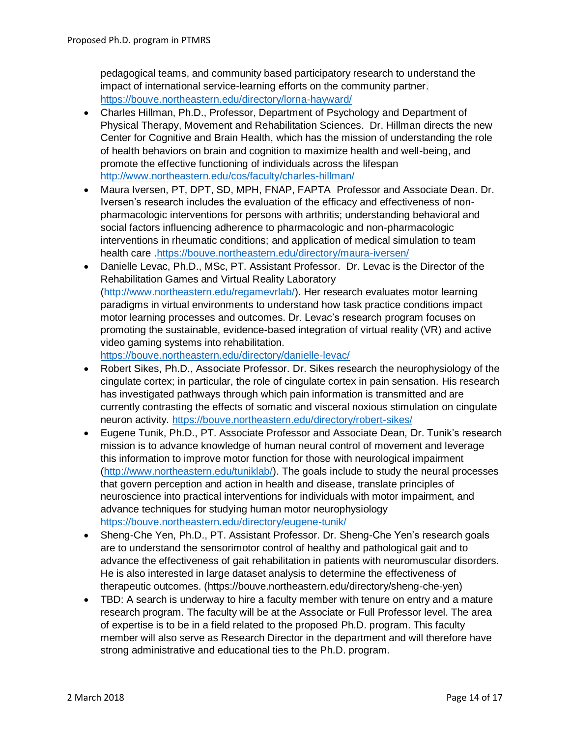pedagogical teams, and community based participatory research to understand the impact of international service-learning efforts on the community partner. https://bouve.northeastern.edu/directory/lorna-hayward/

- Charles Hillman, Ph.D., Professor, Department of Psychology and Department of Physical Therapy, Movement and Rehabilitation Sciences. Dr. Hillman directs the new Center for Cognitive and Brain Health, which has the mission of understanding the role of health behaviors on brain and cognition to maximize health and well-being, and promote the effective functioning of individuals across the lifespan http://www.northeastern.edu/cos/faculty/charles-hillman/
- Maura Iversen, PT, DPT, SD, MPH, FNAP, FAPTA Professor and Associate Dean. Dr. Iversen's research includes the evaluation of the efficacy and effectiveness of non-pharmacologic interventions for persons with arthritis; understanding behavioral and social factors influencing adherence to pharmacologic and non-pharmacologic interventions in rheumatic conditions; and application of medical simulation to team health care .https://bouve.northeastern.edu/directory/maura-iversen/
- Danielle Levac, Ph.D., MSc, PT. Assistant Professor. Dr. Levac is the Director of the Rehabilitation Games and Virtual Reality Laboratory (http://www.northeastern.edu/regamevrlab/). Her research evaluates motor learning paradigms in virtual environments to understand how task practice conditions impact motor learning processes and outcomes. Dr. Levac's research program focuses on promoting the sustainable, evidence-based integration of virtual reality (VR) and active video gaming systems into rehabilitation. https://bouve.northeastern.edu/directory/danielle-levac/
- Robert Sikes, Ph.D., Associate Professor. Dr. Sikes research the neurophysiology of the cingulate cortex; in particular, the role of cingulate cortex in pain sensation. His research has investigated pathways through which pain information is transmitted and are currently contrasting the effects of somatic and visceral noxious stimulation on cingulate neuron activity. https://bouve.northeastern.edu/directory/robert-sikes/
- Eugene Tunik, Ph.D., PT. Associate Professor and Associate Dean, Dr. Tunik's research mission is to advance knowledge of human neural control of movement and leverage this information to improve motor function for those with neurological impairment (http://www.northeastern.edu/tuniklab/). The goals include to study the neural processes that govern perception and action in health and disease, translate principles of neuroscience into practical interventions for individuals with motor impairment, and advance techniques for studying human motor neurophysiology https://bouve.northeastern.edu/directory/eugene-tunik/
- Sheng-Che Yen, Ph.D., PT. Assistant Professor. Dr. Sheng-Che Yen's research goals are to understand the sensorimotor control of healthy and pathological gait and to advance the effectiveness of gait rehabilitation in patients with neuromuscular disorders. He is also interested in large dataset analysis to determine the effectiveness of therapeutic outcomes. (https://bouve.northeastern.edu/directory/sheng-che-yen)
- TBD: A search is underway to hire a faculty member with tenure on entry and a mature research program. The faculty will be at the Associate or Full Professor level. The area of expertise is to be in a field related to the proposed Ph.D. program. This faculty member will also serve as Research Director in the department and will therefore have strong administrative and educational ties to the Ph.D. program.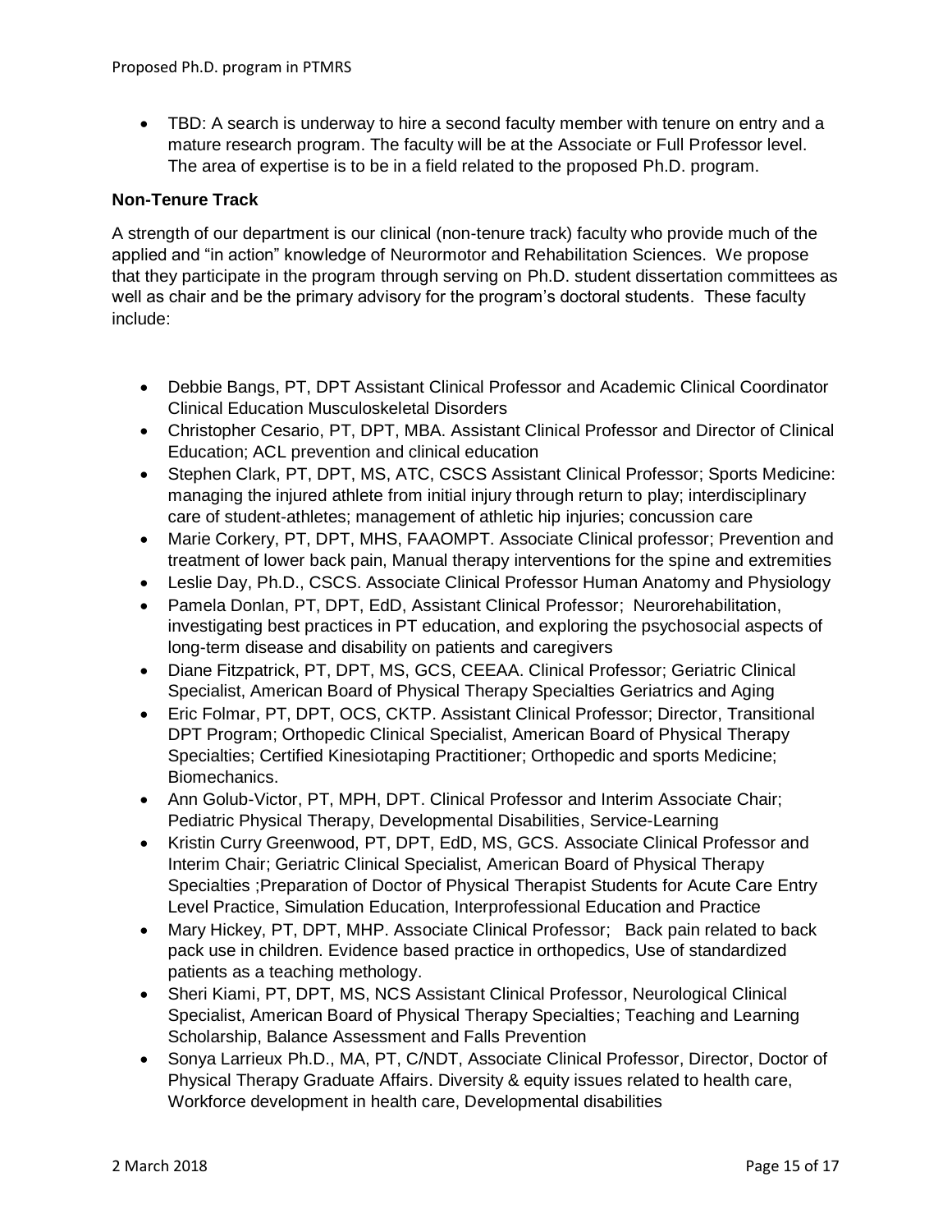- TBD: A search is underway to hire a second faculty member with tenure on entry and a mature research program. The faculty will be at the Associate or Full Professor level. The area of expertise is to be in a field related to the proposed Ph.D. program.

**Non-Tenure Track**

A strength of our department is our clinical (non-tenure track) faculty who provide much of the applied and "in action" knowledge of Neurormotor and Rehabilitation Sciences. We propose that they participate in the program through serving on Ph.D. student dissertation committees as well as chair and be the primary advisory for the program's doctoral students. These faculty include:

- Debbie Bangs, PT, DPT Assistant Clinical Professor and Academic Clinical Coordinator Clinical Education Musculoskeletal Disorders
- Christopher Cesario, PT, DPT, MBA. Assistant Clinical Professor and Director of Clinical Education; ACL prevention and clinical education
- Stephen Clark, PT, DPT, MS, ATC, CSCS Assistant Clinical Professor; Sports Medicine: managing the injured athlete from initial injury through return to play; interdisciplinary care of student-athletes; management of athletic hip injuries; concussion care
- Marie Corkery, PT, DPT, MHS, FAAOMPT. Associate Clinical professor; Prevention and treatment of lower back pain, Manual therapy interventions for the spine and extremities
- Leslie Day, Ph.D., CSCS. Associate Clinical Professor Human Anatomy and Physiology
- Pamela Donlan, PT, DPT, EdD, Assistant Clinical Professor; Neurorehabilitation, investigating best practices in PT education, and exploring the psychosocial aspects of long-term disease and disability on patients and caregivers
- Diane Fitzpatrick, PT, DPT, MS, GCS, CEEAA. Clinical Professor; Geriatric Clinical Specialist, American Board of Physical Therapy Specialties Geriatrics and Aging
- Eric Folmar, PT, DPT, OCS, CKTP. Assistant Clinical Professor; Director, Transitional DPT Program; Orthopedic Clinical Specialist, American Board of Physical Therapy Specialties; Certified Kinesiotaping Practitioner; Orthopedic and sports Medicine; Biomechanics.
- Ann Golub-Victor, PT, MPH, DPT. Clinical Professor and Interim Associate Chair; Pediatric Physical Therapy, Developmental Disabilities, Service-Learning
- Kristin Curry Greenwood, PT, DPT, EdD, MS, GCS. Associate Clinical Professor and Interim Chair; Geriatric Clinical Specialist, American Board of Physical Therapy Specialties ;Preparation of Doctor of Physical Therapist Students for Acute Care Entry Level Practice, Simulation Education, Interprofessional Education and Practice
- Mary Hickey, PT, DPT, MHP. Associate Clinical Professor; Back pain related to back pack use in children. Evidence based practice in orthopedics, Use of standardized patients as a teaching methology.
- Sheri Kiami, PT, DPT, MS, NCS Assistant Clinical Professor, Neurological Clinical Specialist, American Board of Physical Therapy Specialties; Teaching and Learning Scholarship, Balance Assessment and Falls Prevention
- Sonya Larrieux Ph.D., MA, PT, C/NDT, Associate Clinical Professor, Director, Doctor of Physical Therapy Graduate Affairs. Diversity & equity issues related to health care, Workforce development in health care, Developmental disabilities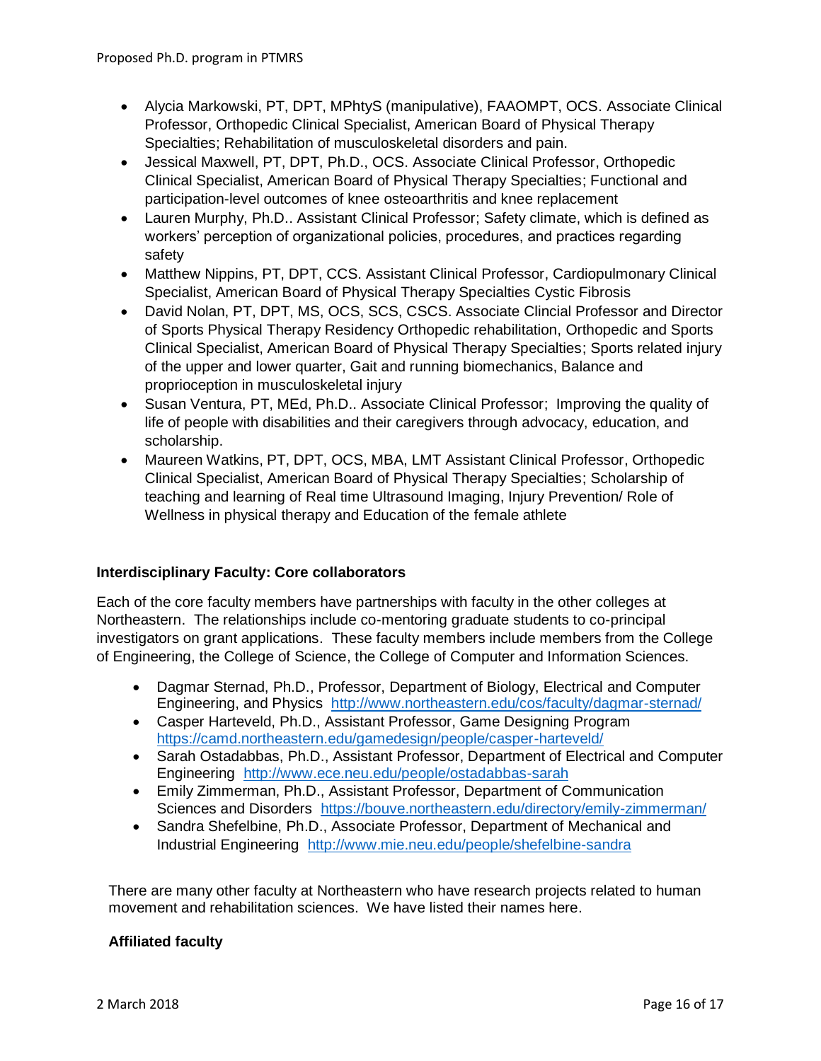- Alycia Markowski, PT, DPT, MPhtyS (manipulative), FAAOMPT, OCS. Associate Clinical Professor, Orthopedic Clinical Specialist, American Board of Physical Therapy Specialties; Rehabilitation of musculoskeletal disorders and pain.
- Jessical Maxwell, PT, DPT, Ph.D., OCS. Associate Clinical Professor, Orthopedic Clinical Specialist, American Board of Physical Therapy Specialties; Functional and participation-level outcomes of knee osteoarthritis and knee replacement
- Lauren Murphy, Ph.D.. Assistant Clinical Professor; Safety climate, which is defined as workers' perception of organizational policies, procedures, and practices regarding safety
- Matthew Nippins, PT, DPT, CCS. Assistant Clinical Professor, Cardiopulmonary Clinical Specialist, American Board of Physical Therapy Specialties Cystic Fibrosis
- David Nolan, PT, DPT, MS, OCS, SCS, CSCS. Associate Clincial Professor and Director of Sports Physical Therapy Residency Orthopedic rehabilitation, Orthopedic and Sports Clinical Specialist, American Board of Physical Therapy Specialties; Sports related injury of the upper and lower quarter, Gait and running biomechanics, Balance and proprioception in musculoskeletal injury
- Susan Ventura, PT, MEd, Ph.D.. Associate Clinical Professor; Improving the quality of life of people with disabilities and their caregivers through advocacy, education, and scholarship.
- Maureen Watkins, PT, DPT, OCS, MBA, LMT Assistant Clinical Professor, Orthopedic Clinical Specialist, American Board of Physical Therapy Specialties; Scholarship of teaching and learning of Real time Ultrasound Imaging, Injury Prevention/ Role of Wellness in physical therapy and Education of the female athlete

**Interdisciplinary Faculty: Core collaborators**

Each of the core faculty members have partnerships with faculty in the other colleges at Northeastern. The relationships include co-mentoring graduate students to co-principal investigators on grant applications. These faculty members include members from the College of Engineering, the College of Science, the College of Computer and Information Sciences.

- Dagmar Sternad, Ph.D., Professor, Department of Biology, Electrical and Computer Engineering, and Physics http://www.northeastern.edu/cos/faculty/dagmar-sternad/
- Casper Harteveld, Ph.D., Assistant Professor, Game Designing Program https://camd.northeastern.edu/gamedesign/people/casper-harteveld/
- Sarah Ostadabbas, Ph.D., Assistant Professor, Department of Electrical and Computer Engineering http://www.ece.neu.edu/people/ostadabbas-sarah
- Emily Zimmerman, Ph.D., Assistant Professor, Department of Communication Sciences and Disorders https://bouve.northeastern.edu/directory/emily-zimmerman/
- Sandra Shefelbine, Ph.D., Associate Professor, Department of Mechanical and Industrial Engineering http://www.mie.neu.edu/people/shefelbine-sandra

There are many other faculty at Northeastern who have research projects related to human movement and rehabilitation sciences. We have listed their names here.

**Affiliated faculty**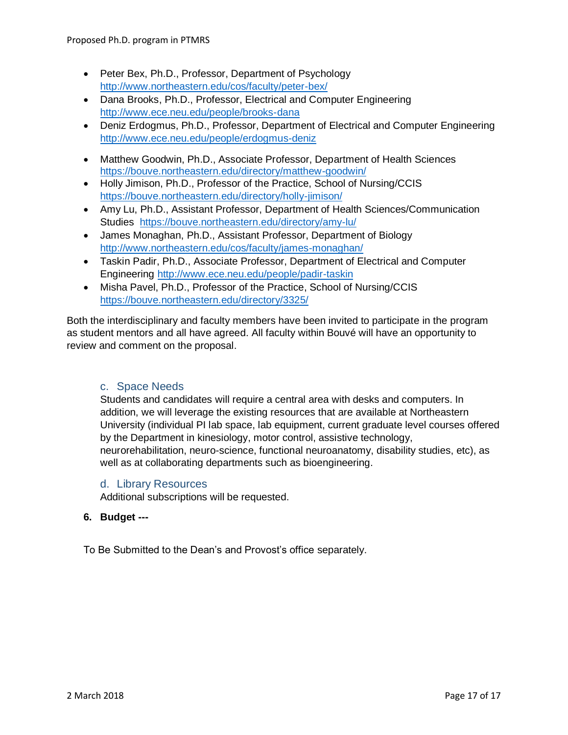- Peter Bex, Ph.D., Professor, Department of Psychology http://www.northeastern.edu/cos/faculty/peter-bex/
- Dana Brooks, Ph.D., Professor, Electrical and Computer Engineering http://www.ece.neu.edu/people/brooks-dana
- Deniz Erdogmus, Ph.D., Professor, Department of Electrical and Computer Engineering http://www.ece.neu.edu/people/erdogmus-deniz
- Matthew Goodwin, Ph.D., Associate Professor, Department of Health Sciences https://bouve.northeastern.edu/directory/matthew-goodwin/
- Holly Jimison, Ph.D., Professor of the Practice, School of Nursing/CCIS https://bouve.northeastern.edu/directory/holly-jimison/
- Amy Lu, Ph.D., Assistant Professor, Department of Health Sciences/Communication Studies https://bouve.northeastern.edu/directory/amy-lu/
- James Monaghan, Ph.D., Assistant Professor, Department of Biology http://www.northeastern.edu/cos/faculty/james-monaghan/
- Taskin Padir, Ph.D., Associate Professor, Department of Electrical and Computer Engineering http://www.ece.neu.edu/people/padir-taskin
- Misha Pavel, Ph.D., Professor of the Practice, School of Nursing/CCIS https://bouve.northeastern.edu/directory/3325/

Both the interdisciplinary and faculty members have been invited to participate in the program as student mentors and all have agreed. All faculty within Bouvé will have an opportunity to review and comment on the proposal.

### c. Space Needs

Students and candidates will require a central area with desks and computers. In addition, we will leverage the existing resources that are available at Northeastern University (individual PI lab space, lab equipment, current graduate level courses offered by the Department in kinesiology, motor control, assistive technology, neurorehabilitation, neuro-science, functional neuroanatomy, disability studies, etc), as well as at collaborating departments such as bioengineering.

### d. Library Resources

Additional subscriptions will be requested.

**6. Budget ---**

To Be Submitted to the Dean's and Provost's office separately.